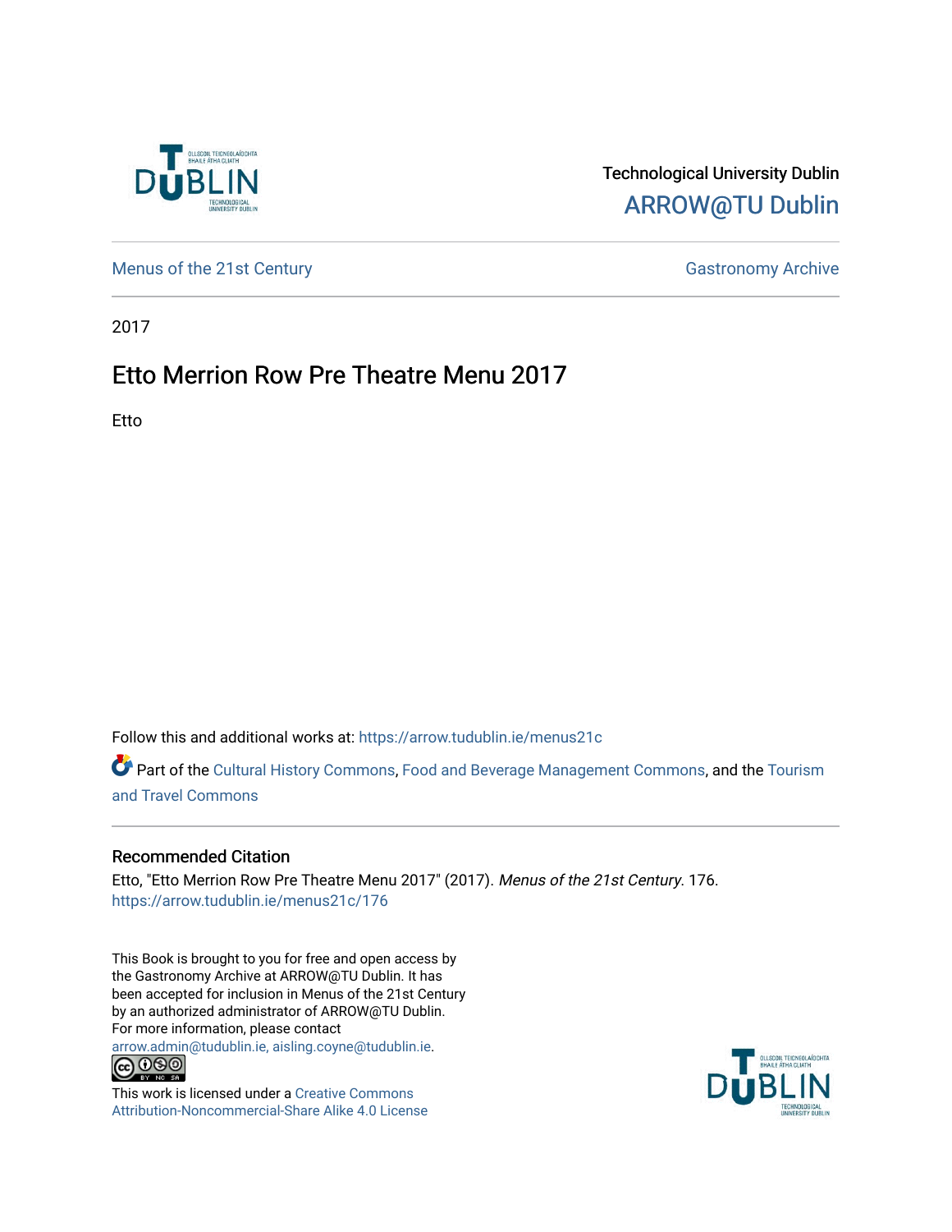Technological University Dublin

ARROW@TU Dublin

Menus of the 21st Century

Gastronomy Archive

2017

# Etto Merrion Row Pre Theatre Menu 2017

Etto

Follow this and additional works at: https://arrow.tudublin.ie/menus21c

Part of the Cultural History Commons, Food and Beverage Management Commons, and the Tourism and Travel Commons

## Recommended Citation

Etto, "Etto Merrion Row Pre Theatre Menu 2017" (2017). *Menus of the 21st Century*. 176.
https://arrow.tudublin.ie/menus21c/176

This Book is brought to you for free and open access by the Gastronomy Archive at ARROW@TU Dublin. It has been accepted for inclusion in Menus of the 21st Century by an authorized administrator of ARROW@TU Dublin. For more information, please contact arrow.admin@tudublin.ie, aisling.coyne@tudublin.ie.

This work is licensed under a Creative Commons Attribution-Noncommercial-Share Alike 4.0 License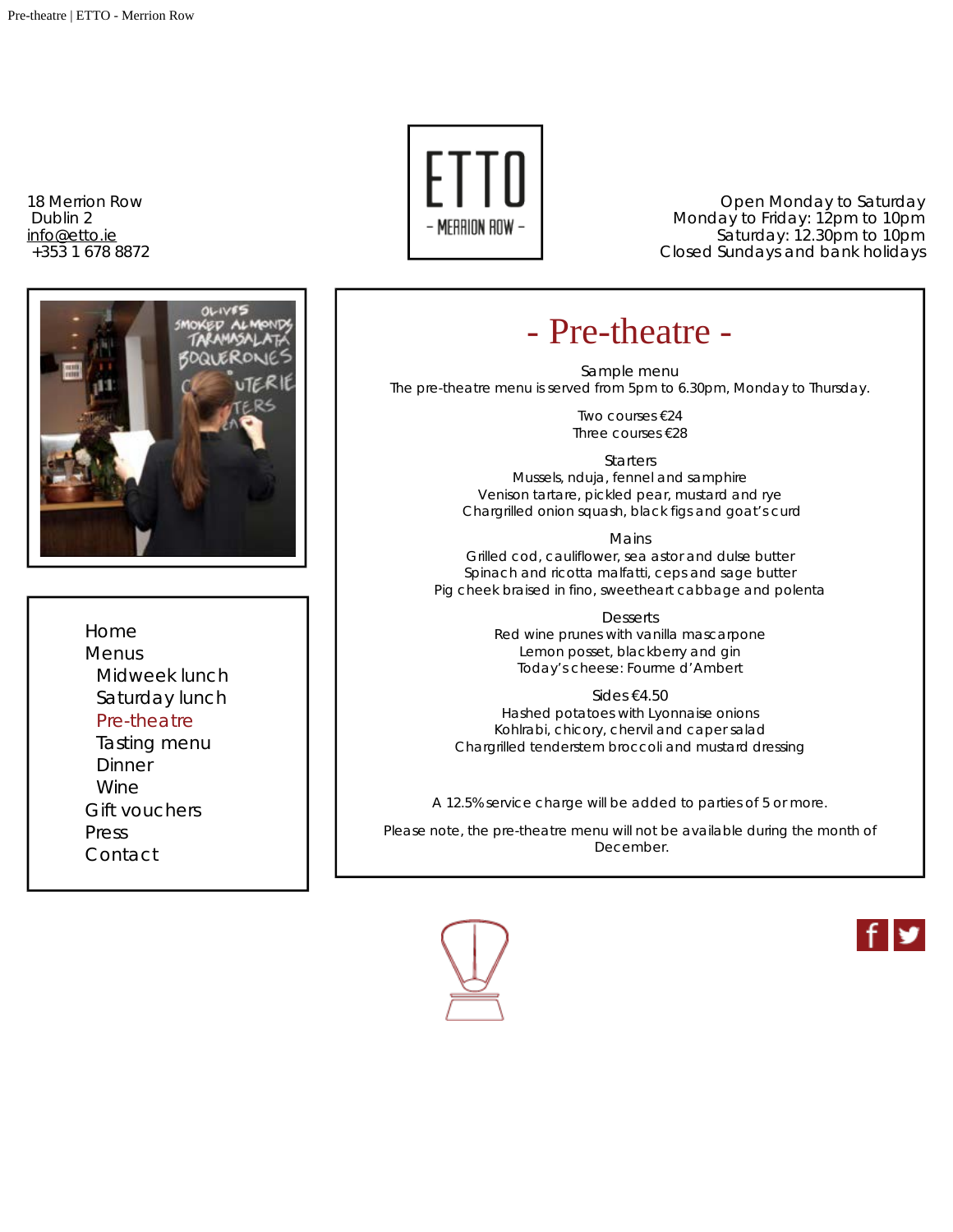18 Merrion Row
Dublin 2
info@etto.ie
+353 1 678 8872

ETTO
- MERRION ROW -

Open Monday to Saturday
Monday to Friday: 12pm to 10pm
Saturday: 12.30pm to 10pm
Closed Sundays and bank holidays

- Home
- Menus
  - Midweek lunch
  - Saturday lunch
  - Pre-theatre
  - Tasting menu
  - Dinner
  - Wine
- Gift vouchers
- Press
- Contact

# - Pre-theatre -

Sample menu
The pre-theatre menu is served from 5pm to 6.30pm, Monday to Thursday.

Two courses €24
Three courses €28

Starters
Mussels, nduja, fennel and samphire
Venison tartare, pickled pear, mustard and rye
Chargrilled onion squash, black figs and goat's curd

Mains
Grilled cod, cauliflower, sea astor and dulse butter
Spinach and ricotta malfatti, ceps and sage butter
Pig cheek braised in fino, sweetheart cabbage and polenta

Desserts
Red wine prunes with vanilla mascarpone
Lemon posset, blackberry and gin
Today's cheese: Fourme d'Ambert

Sides €4.50
Hashed potatoes with Lyonnaise onions
Kohlrabi, chicory, chervil and caper salad
Chargrilled tenderstem broccoli and mustard dressing

A 12.5% service charge will be added to parties of 5 or more.

Please note, the pre-theatre menu will not be available during the month of December.